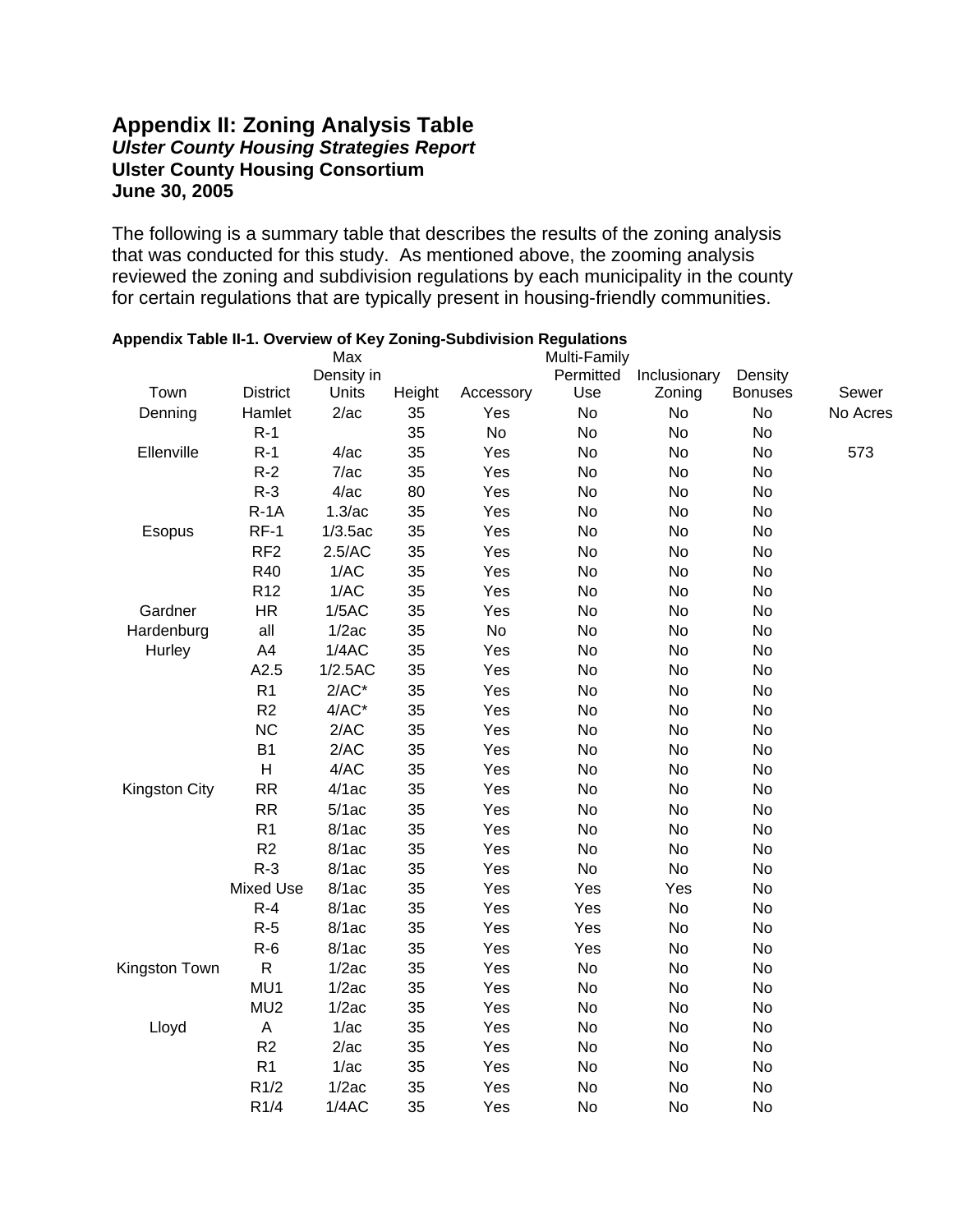# Appendix II: Zoning Analysis Table

***Ulster County Housing Strategies Report***

**Ulster County Housing Consortium**

**June 30, 2005**

The following is a summary table that describes the results of the zoning analysis that was conducted for this study. As mentioned above, the zooming analysis reviewed the zoning and subdivision regulations by each municipality in the county for certain regulations that are typically present in housing-friendly communities.

**Appendix Table II-1. Overview of Key Zoning-Subdivision Regulations**

| Town | District | Max Density in Units | Height | Accessory | Multi-Family Permitted Use | Inclusionary Zoning | Density Bonuses | Sewer |
|---|---|---|---|---|---|---|---|---|
| Denning | Hamlet | 2/ac | 35 | Yes | No | No | No | No Acres |
| | R-1 | | 35 | No | No | No | No | |
| Ellenville | R-1 | 4/ac | 35 | Yes | No | No | No | 573 |
| | R-2 | 7/ac | 35 | Yes | No | No | No | |
| | R-3 | 4/ac | 80 | Yes | No | No | No | |
| | R-1A | 1.3/ac | 35 | Yes | No | No | No | |
| Esopus | RF-1 | 1/3.5ac | 35 | Yes | No | No | No | |
| | RF2 | 2.5/AC | 35 | Yes | No | No | No | |
| | R40 | 1/AC | 35 | Yes | No | No | No | |
| | R12 | 1/AC | 35 | Yes | No | No | No | |
| Gardner | HR | 1/5AC | 35 | Yes | No | No | No | |
| Hardenburg | all | 1/2ac | 35 | No | No | No | No | |
| Hurley | A4 | 1/4AC | 35 | Yes | No | No | No | |
| | A2.5 | 1/2.5AC | 35 | Yes | No | No | No | |
| | R1 | 2/AC* | 35 | Yes | No | No | No | |
| | R2 | 4/AC* | 35 | Yes | No | No | No | |
| | NC | 2/AC | 35 | Yes | No | No | No | |
| | B1 | 2/AC | 35 | Yes | No | No | No | |
| | H | 4/AC | 35 | Yes | No | No | No | |
| Kingston City | RR | 4/1ac | 35 | Yes | No | No | No | |
| | RR | 5/1ac | 35 | Yes | No | No | No | |
| | R1 | 8/1ac | 35 | Yes | No | No | No | |
| | R2 | 8/1ac | 35 | Yes | No | No | No | |
| | R-3 | 8/1ac | 35 | Yes | No | No | No | |
| | Mixed Use | 8/1ac | 35 | Yes | Yes | Yes | No | |
| | R-4 | 8/1ac | 35 | Yes | Yes | No | No | |
| | R-5 | 8/1ac | 35 | Yes | Yes | No | No | |
| | R-6 | 8/1ac | 35 | Yes | Yes | No | No | |
| Kingston Town | R | 1/2ac | 35 | Yes | No | No | No | |
| | MU1 | 1/2ac | 35 | Yes | No | No | No | |
| | MU2 | 1/2ac | 35 | Yes | No | No | No | |
| Lloyd | A | 1/ac | 35 | Yes | No | No | No | |
| | R2 | 2/ac | 35 | Yes | No | No | No | |
| | R1 | 1/ac | 35 | Yes | No | No | No | |
| | R1/2 | 1/2ac | 35 | Yes | No | No | No | |
| | R1/4 | 1/4AC | 35 | Yes | No | No | No | |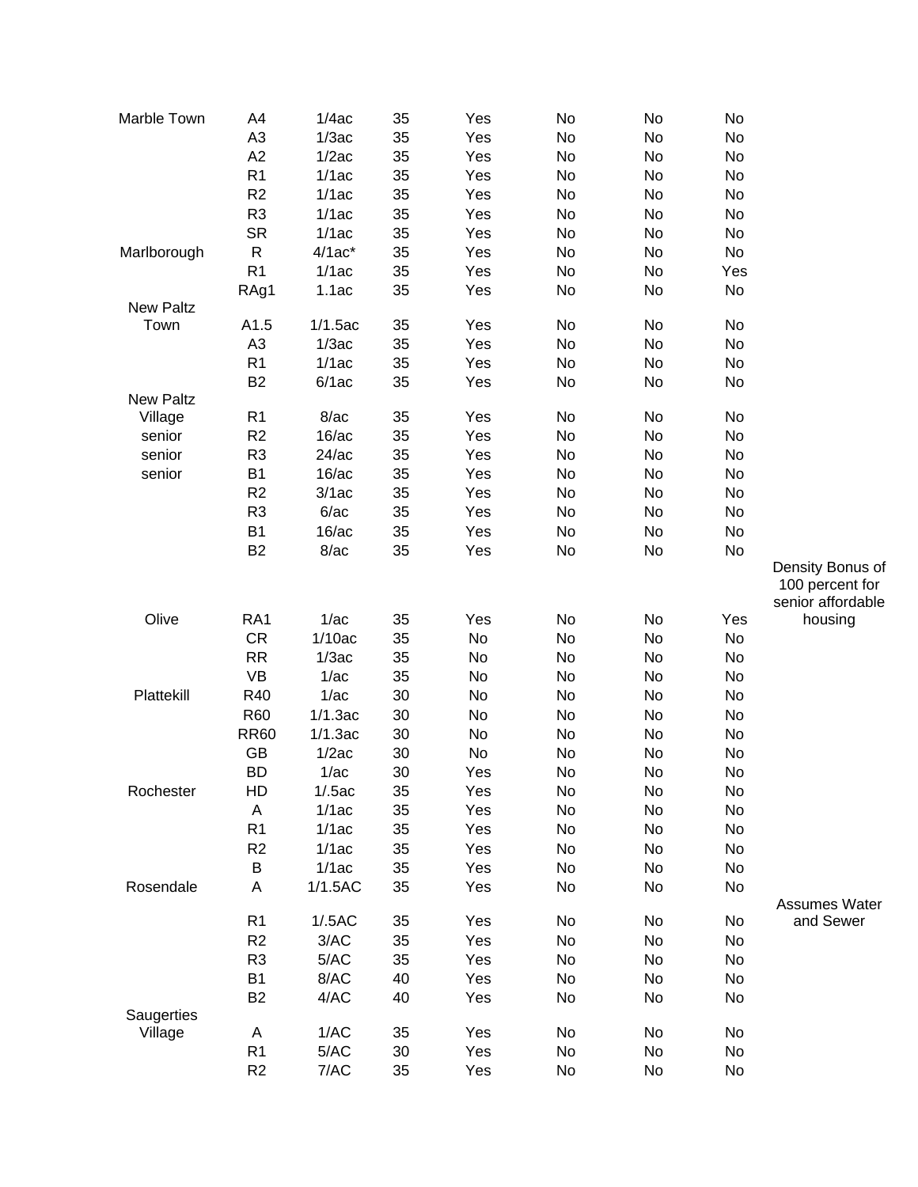| | | | | | | | | |
|---|---|---|---|---|---|---|---|---|
| Marble Town | A4 | 1/4ac | 35 | Yes | No | No | No | |
| | A3 | 1/3ac | 35 | Yes | No | No | No | |
| | A2 | 1/2ac | 35 | Yes | No | No | No | |
| | R1 | 1/1ac | 35 | Yes | No | No | No | |
| | R2 | 1/1ac | 35 | Yes | No | No | No | |
| | R3 | 1/1ac | 35 | Yes | No | No | No | |
| | SR | 1/1ac | 35 | Yes | No | No | No | |
| Marlborough | R | 4/1ac* | 35 | Yes | No | No | No | |
| | R1 | 1/1ac | 35 | Yes | No | No | Yes | |
| | RAg1 | 1.1ac | 35 | Yes | No | No | No | |
| New Paltz Town | A1.5 | 1/1.5ac | 35 | Yes | No | No | No | |
| | A3 | 1/3ac | 35 | Yes | No | No | No | |
| | R1 | 1/1ac | 35 | Yes | No | No | No | |
| | B2 | 6/1ac | 35 | Yes | No | No | No | |
| New Paltz Village | R1 | 8/ac | 35 | Yes | No | No | No | |
| senior | R2 | 16/ac | 35 | Yes | No | No | No | |
| senior | R3 | 24/ac | 35 | Yes | No | No | No | |
| senior | B1 | 16/ac | 35 | Yes | No | No | No | |
| | R2 | 3/1ac | 35 | Yes | No | No | No | |
| | R3 | 6/ac | 35 | Yes | No | No | No | |
| | B1 | 16/ac | 35 | Yes | No | No | No | |
| | B2 | 8/ac | 35 | Yes | No | No | No | |
| Olive | RA1 | 1/ac | 35 | Yes | No | No | Yes | Density Bonus of 100 percent for senior affordable housing |
| | CR | 1/10ac | 35 | No | No | No | No | |
| | RR | 1/3ac | 35 | No | No | No | No | |
| | VB | 1/ac | 35 | No | No | No | No | |
| Plattekill | R40 | 1/ac | 30 | No | No | No | No | |
| | R60 | 1/1.3ac | 30 | No | No | No | No | |
| | RR60 | 1/1.3ac | 30 | No | No | No | No | |
| | GB | 1/2ac | 30 | No | No | No | No | |
| | BD | 1/ac | 30 | Yes | No | No | No | |
| Rochester | HD | 1/.5ac | 35 | Yes | No | No | No | |
| | A | 1/1ac | 35 | Yes | No | No | No | |
| | R1 | 1/1ac | 35 | Yes | No | No | No | |
| | R2 | 1/1ac | 35 | Yes | No | No | No | |
| | B | 1/1ac | 35 | Yes | No | No | No | |
| Rosendale | A | 1/1.5AC | 35 | Yes | No | No | No | |
| | R1 | 1/.5AC | 35 | Yes | No | No | No | Assumes Water and Sewer |
| | R2 | 3/AC | 35 | Yes | No | No | No | |
| | R3 | 5/AC | 35 | Yes | No | No | No | |
| | B1 | 8/AC | 40 | Yes | No | No | No | |
| | B2 | 4/AC | 40 | Yes | No | No | No | |
| Saugerties Village | A | 1/AC | 35 | Yes | No | No | No | |
| | R1 | 5/AC | 30 | Yes | No | No | No | |
| | R2 | 7/AC | 35 | Yes | No | No | No | |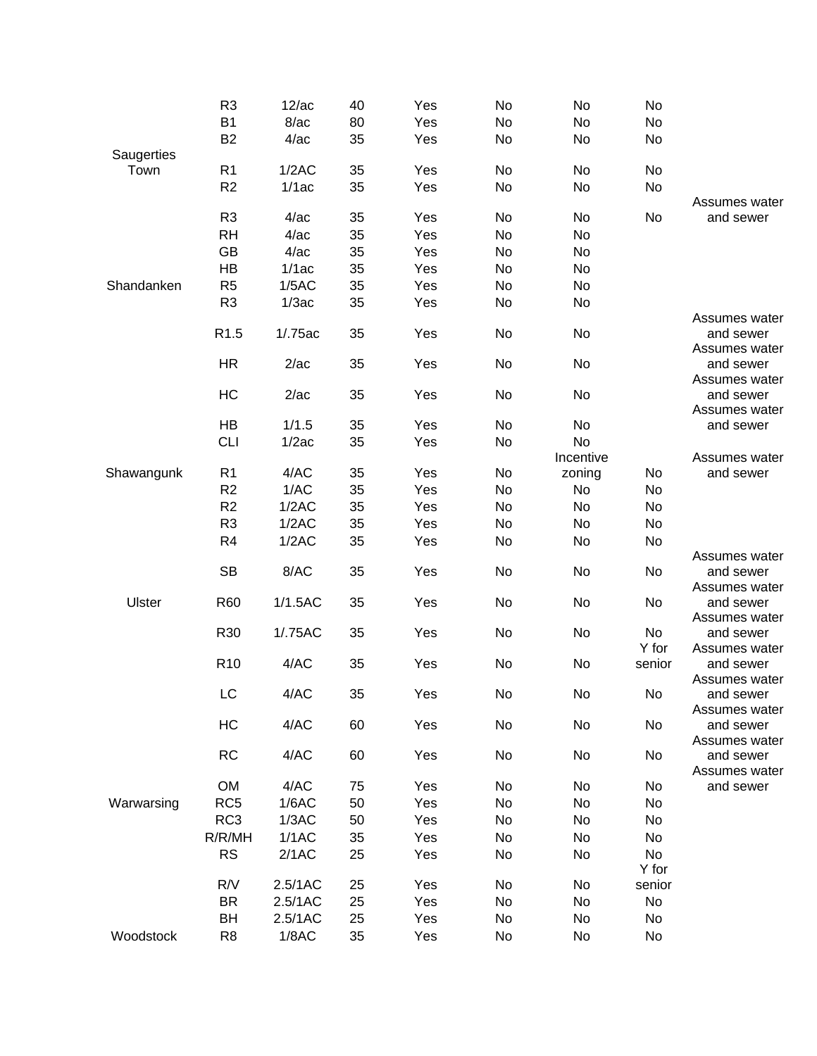| | | | | | | | | |
|---|---|---|---|---|---|---|---|---|
| | R3 | 12/ac | 40 | Yes | No | No | No | |
| | B1 | 8/ac | 80 | Yes | No | No | No | |
| | B2 | 4/ac | 35 | Yes | No | No | No | |
| Saugerties Town | R1 | 1/2AC | 35 | Yes | No | No | No | |
| | R2 | 1/1ac | 35 | Yes | No | No | No | |
| | R3 | 4/ac | 35 | Yes | No | No | No | Assumes water and sewer |
| | RH | 4/ac | 35 | Yes | No | No | | |
| | GB | 4/ac | 35 | Yes | No | No | | |
| | HB | 1/1ac | 35 | Yes | No | No | | |
| Shandanken | R5 | 1/5AC | 35 | Yes | No | No | | |
| | R3 | 1/3ac | 35 | Yes | No | No | | |
| | R1.5 | 1/.75ac | 35 | Yes | No | No | | Assumes water and sewer |
| | HR | 2/ac | 35 | Yes | No | No | | Assumes water and sewer |
| | HC | 2/ac | 35 | Yes | No | No | | Assumes water and sewer |
| | HB | 1/1.5 | 35 | Yes | No | No | | Assumes water and sewer |
| | CLI | 1/2ac | 35 | Yes | No | No | | |
| Shawangunk | R1 | 4/AC | 35 | Yes | No | Incentive zoning | No | Assumes water and sewer |
| | R2 | 1/AC | 35 | Yes | No | No | No | |
| | R2 | 1/2AC | 35 | Yes | No | No | No | |
| | R3 | 1/2AC | 35 | Yes | No | No | No | |
| | R4 | 1/2AC | 35 | Yes | No | No | No | |
| | SB | 8/AC | 35 | Yes | No | No | No | Assumes water and sewer |
| Ulster | R60 | 1/1.5AC | 35 | Yes | No | No | No | Assumes water and sewer |
| | R30 | 1/.75AC | 35 | Yes | No | No | No | Assumes water and sewer |
| | R10 | 4/AC | 35 | Yes | No | No | Y for senior | Assumes water and sewer |
| | LC | 4/AC | 35 | Yes | No | No | No | Assumes water and sewer |
| | HC | 4/AC | 60 | Yes | No | No | No | Assumes water and sewer |
| | RC | 4/AC | 60 | Yes | No | No | No | Assumes water and sewer |
| | OM | 4/AC | 75 | Yes | No | No | No | Assumes water and sewer |
| Warwarsing | RC5 | 1/6AC | 50 | Yes | No | No | No | |
| | RC3 | 1/3AC | 50 | Yes | No | No | No | |
| | R/R/MH | 1/1AC | 35 | Yes | No | No | No | |
| | RS | 2/1AC | 25 | Yes | No | No | No | |
| | R/V | 2.5/1AC | 25 | Yes | No | No | Y for senior | |
| | BR | 2.5/1AC | 25 | Yes | No | No | No | |
| | BH | 2.5/1AC | 25 | Yes | No | No | No | |
| Woodstock | R8 | 1/8AC | 35 | Yes | No | No | No | |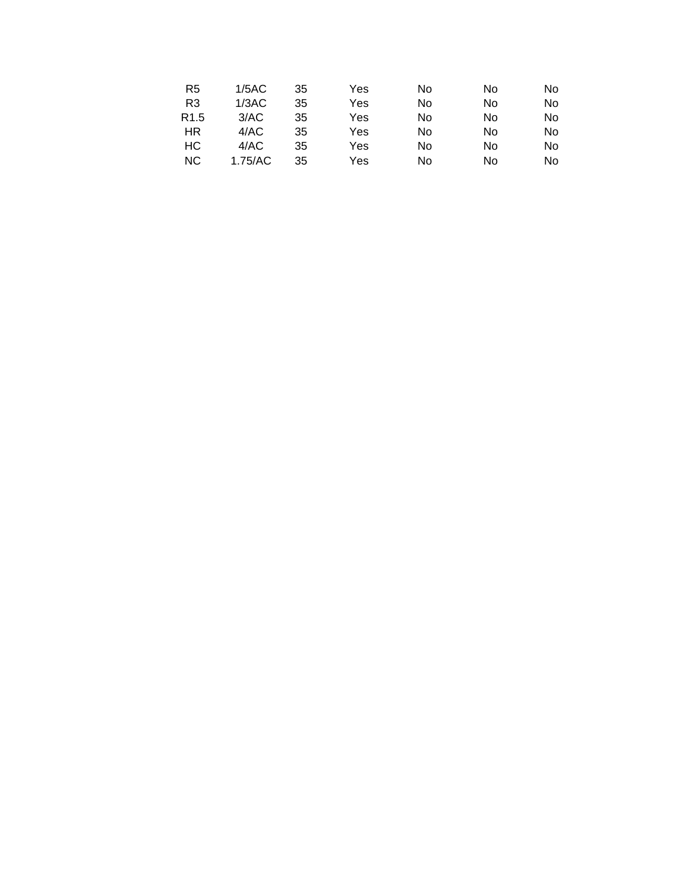| | | | | | | |
|---|---|---|---|---|---|---|
| R5 | 1/5AC | 35 | Yes | No | No | No |
| R3 | 1/3AC | 35 | Yes | No | No | No |
| R1.5 | 3/AC | 35 | Yes | No | No | No |
| HR | 4/AC | 35 | Yes | No | No | No |
| HC | 4/AC | 35 | Yes | No | No | No |
| NC | 1.75/AC | 35 | Yes | No | No | No |